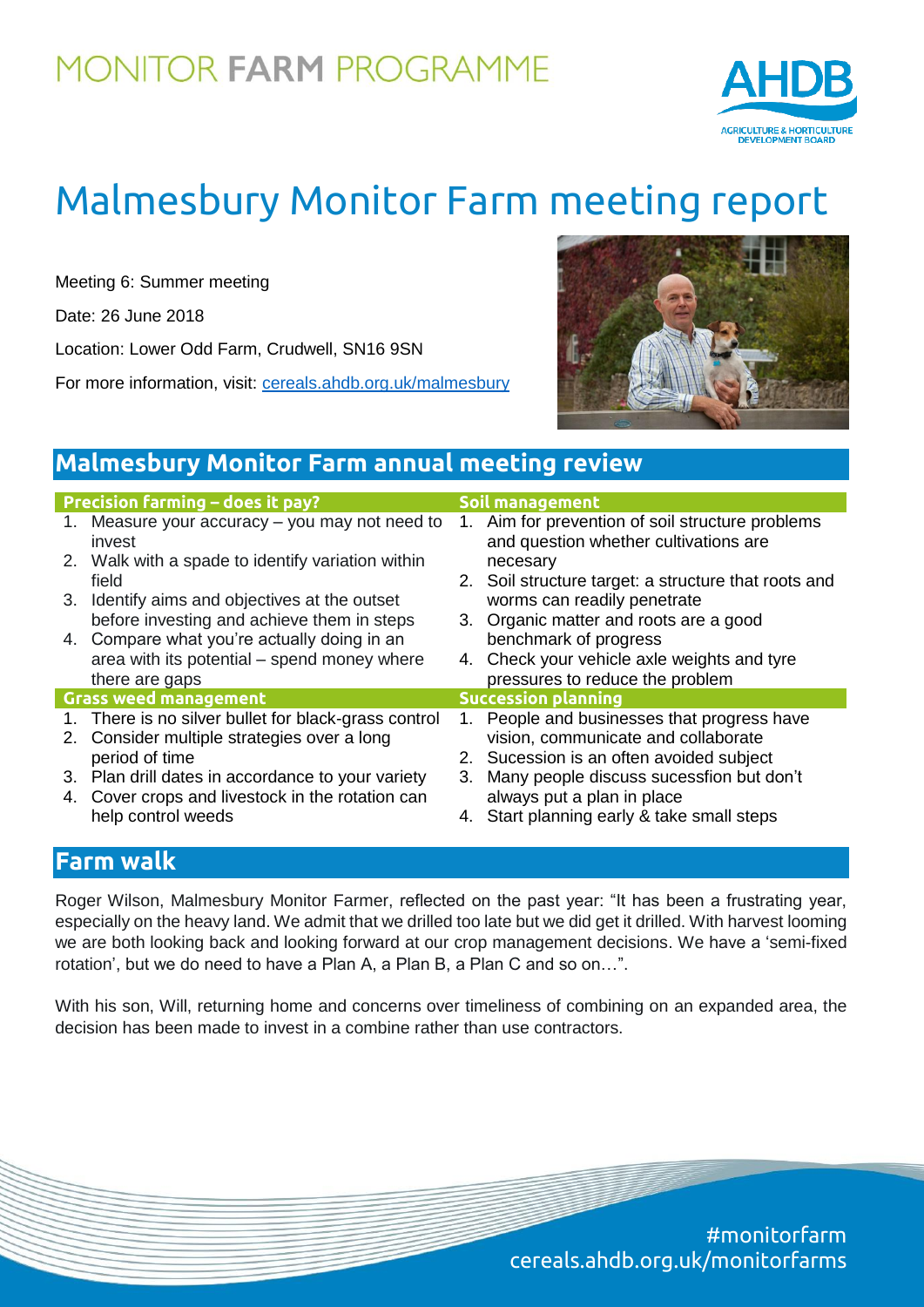# MONITOR FARM PROGRAMME

# Malmesbury Monitor Farm meeting report

Meeting 6: Summer meeting

Date: 26 June 2018

Location: Lower Odd Farm, Crudwell, SN16 9SN

For more information, visit: cereals.ahdb.org.uk/malmesbury

## Malmesbury Monitor Farm annual meeting review

### Precision farming – does it pay?

1. Measure your accuracy – you may not need to invest
2. Walk with a spade to identify variation within field
3. Identify aims and objectives at the outset before investing and achieve them in steps
4. Compare what you're actually doing in an area with its potential – spend money where there are gaps

### Soil management

1. Aim for prevention of soil structure problems and question whether cultivations are necesary
2. Soil structure target: a structure that roots and worms can readily penetrate
3. Organic matter and roots are a good benchmark of progress
4. Check your vehicle axle weights and tyre pressures to reduce the problem

### Grass weed management

1. There is no silver bullet for black-grass control
2. Consider multiple strategies over a long period of time
3. Plan drill dates in accordance to your variety
4. Cover crops and livestock in the rotation can help control weeds

### Succession planning

1. People and businesses that progress have vision, communicate and collaborate
2. Sucession is an often avoided subject
3. Many people discuss sucessfion but don't always put a plan in place
4. Start planning early & take small steps

## Farm walk

Roger Wilson, Malmesbury Monitor Farmer, reflected on the past year: "It has been a frustrating year, especially on the heavy land. We admit that we drilled too late but we did get it drilled. With harvest looming we are both looking back and looking forward at our crop management decisions. We have a 'semi-fixed rotation', but we do need to have a Plan A, a Plan B, a Plan C and so on…".

With his son, Will, returning home and concerns over timeliness of combining on an expanded area, the decision has been made to invest in a combine rather than use contractors.

#monitorfarm
cereals.ahdb.org.uk/monitorfarms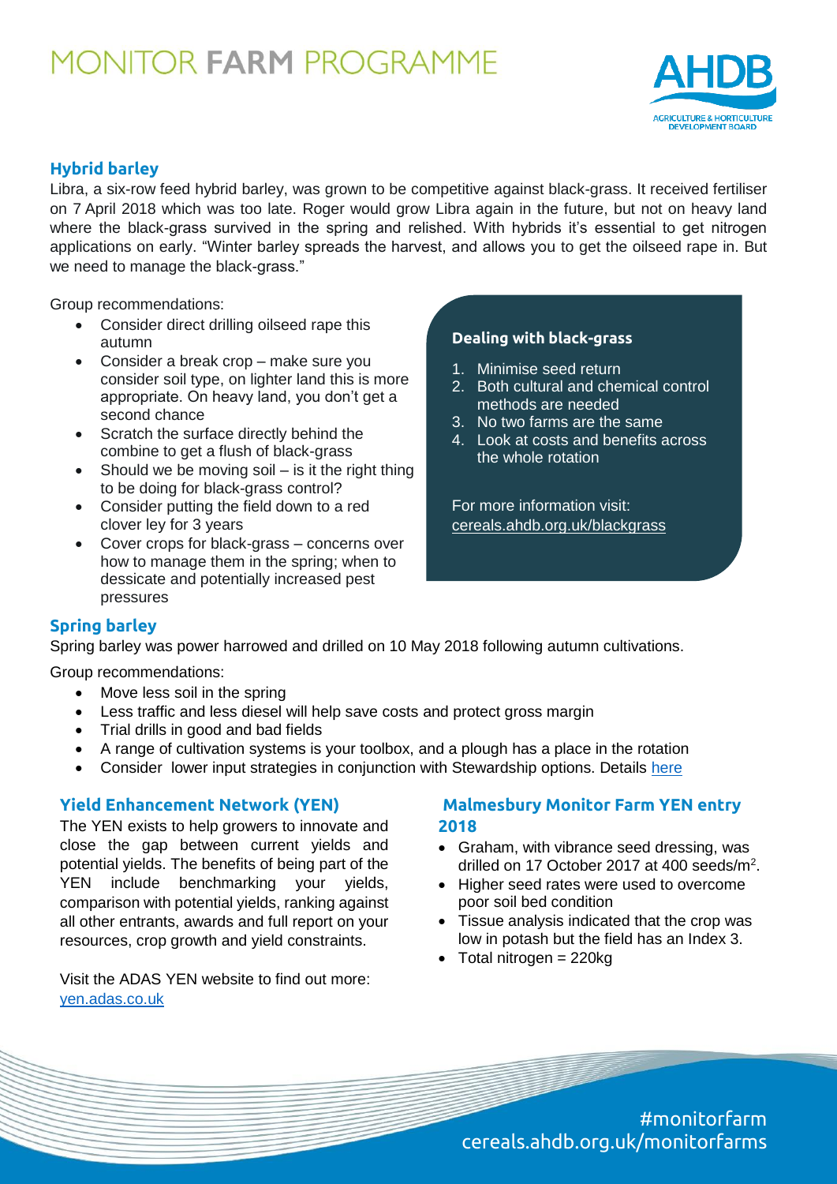## Hybrid barley

Libra, a six-row feed hybrid barley, was grown to be competitive against black-grass. It received fertiliser on 7 April 2018 which was too late. Roger would grow Libra again in the future, but not on heavy land where the black-grass survived in the spring and relished. With hybrids it's essential to get nitrogen applications on early. "Winter barley spreads the harvest, and allows you to get the oilseed rape in. But we need to manage the black-grass."

Group recommendations:

- Consider direct drilling oilseed rape this autumn
- Consider a break crop – make sure you consider soil type, on lighter land this is more appropriate. On heavy land, you don't get a second chance
- Scratch the surface directly behind the combine to get a flush of black-grass
- Should we be moving soil – is it the right thing to be doing for black-grass control?
- Consider putting the field down to a red clover ley for 3 years
- Cover crops for black-grass – concerns over how to manage them in the spring; when to dessicate and potentially increased pest pressures

### Dealing with black-grass

1. Minimise seed return
2. Both cultural and chemical control methods are needed
3. No two farms are the same
4. Look at costs and benefits across the whole rotation

For more information visit: cereals.ahdb.org.uk/blackgrass

## Spring barley

Spring barley was power harrowed and drilled on 10 May 2018 following autumn cultivations.

Group recommendations:

- Move less soil in the spring
- Less traffic and less diesel will help save costs and protect gross margin
- Trial drills in good and bad fields
- A range of cultivation systems is your toolbox, and a plough has a place in the rotation
- Consider lower input strategies in conjunction with Stewardship options. Details here

## Yield Enhancement Network (YEN)

The YEN exists to help growers to innovate and close the gap between current yields and potential yields. The benefits of being part of the YEN include benchmarking your yields, comparison with potential yields, ranking against all other entrants, awards and full report on your resources, crop growth and yield constraints.

Visit the ADAS YEN website to find out more: yen.adas.co.uk

## Malmesbury Monitor Farm YEN entry 2018

- Graham, with vibrance seed dressing, was drilled on 17 October 2017 at 400 seeds/m$^2$.
- Higher seed rates were used to overcome poor soil bed condition
- Tissue analysis indicated that the crop was low in potash but the field has an Index 3.
- Total nitrogen = 220kg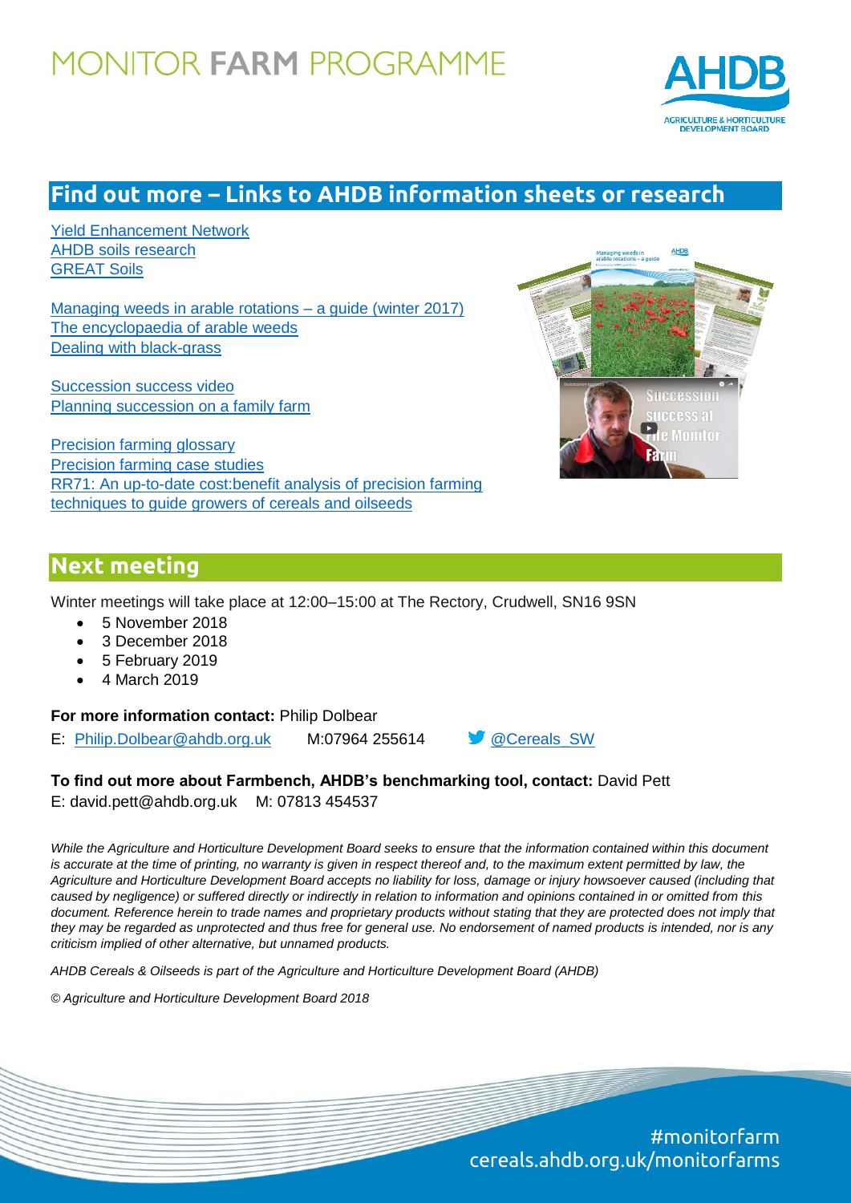## Find out more – Links to AHDB information sheets or research

[Yield Enhancement Network](#)
[AHDB soils research](#)
[GREAT Soils](#)

[Managing weeds in arable rotations – a guide (winter 2017)](#)
[The encyclopaedia of arable weeds](#)
[Dealing with black-grass](#)

[Succession success video](#)
[Planning succession on a family farm](#)

[Precision farming glossary](#)
[Precision farming case studies](#)
[RR71: An up-to-date cost:benefit analysis of precision farming techniques to guide growers of cereals and oilseeds](#)

## Next meeting

Winter meetings will take place at 12:00–15:00 at The Rectory, Crudwell, SN16 9SN

- 5 November 2018
- 3 December 2018
- 5 February 2019
- 4 March 2019

**For more information contact:** Philip Dolbear

E: Philip.Dolbear@ahdb.org.uk M:07964 255614 @Cereals_SW

**To find out more about Farmbench, AHDB's benchmarking tool, contact:** David Pett

E: david.pett@ahdb.org.uk M: 07813 454537

*While the Agriculture and Horticulture Development Board seeks to ensure that the information contained within this document is accurate at the time of printing, no warranty is given in respect thereof and, to the maximum extent permitted by law, the Agriculture and Horticulture Development Board accepts no liability for loss, damage or injury howsoever caused (including that caused by negligence) or suffered directly or indirectly in relation to information and opinions contained in or omitted from this document. Reference herein to trade names and proprietary products without stating that they are protected does not imply that they may be regarded as unprotected and thus free for general use. No endorsement of named products is intended, nor is any criticism implied of other alternative, but unnamed products.*

*AHDB Cereals & Oilseeds is part of the Agriculture and Horticulture Development Board (AHDB)*

*© Agriculture and Horticulture Development Board 2018*

#monitorfarm
cereals.ahdb.org.uk/monitorfarms